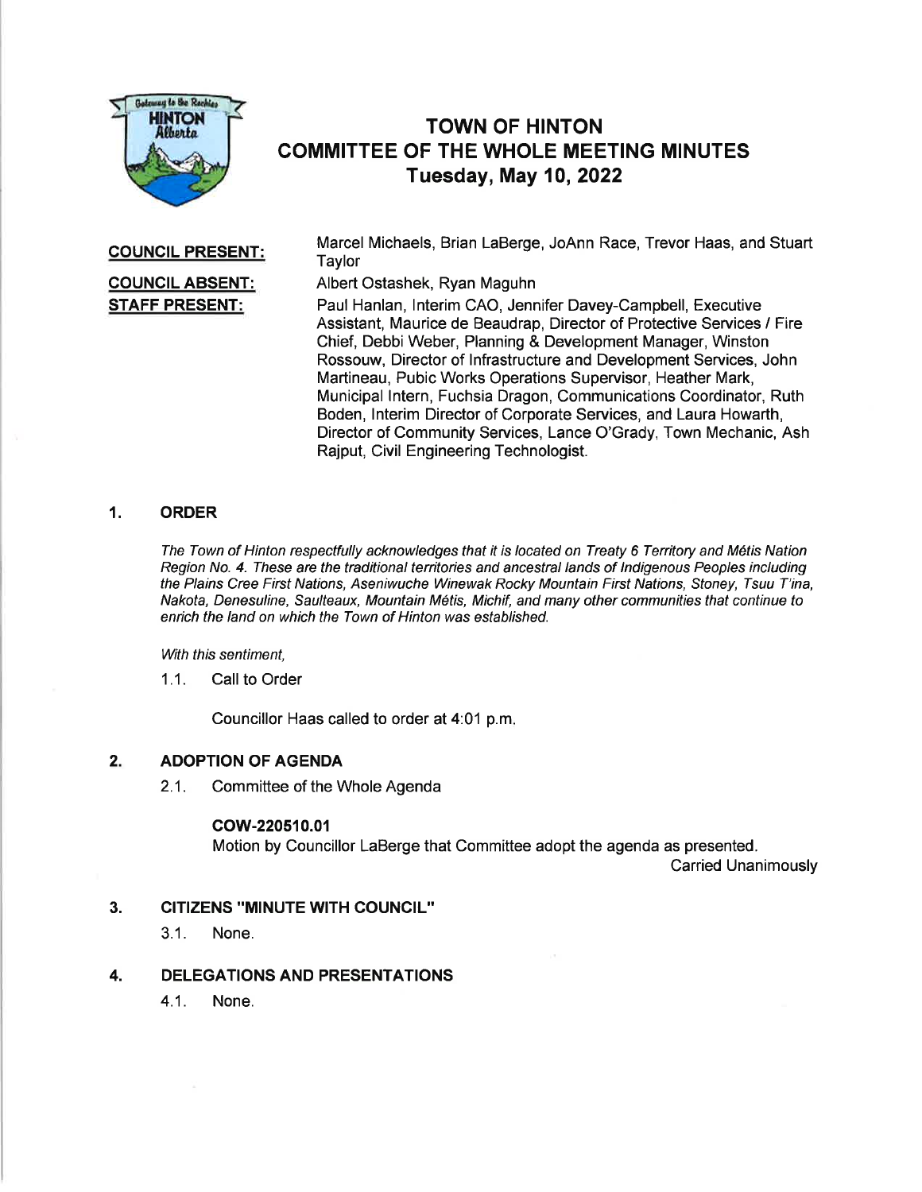# TOWN OF HINTON
## COMMITTEE OF THE WHOLE MEETING MINUTES
### Tuesday, May 10, 2022

**COUNCIL PRESENT:** Marcel Michaels, Brian LaBerge, JoAnn Race, Trevor Haas, and Stuart Taylor

**COUNCIL ABSENT:** Albert Ostashek, Ryan Maguhn

**STAFF PRESENT:** Paul Hanlan, Interim CAO, Jennifer Davey-Campbell, Executive Assistant, Maurice de Beaudrap, Director of Protective Services / Fire Chief, Debbi Weber, Planning & Development Manager, Winston Rossouw, Director of Infrastructure and Development Services, John Martineau, Pubic Works Operations Supervisor, Heather Mark, Municipal Intern, Fuchsia Dragon, Communications Coordinator, Ruth Boden, Interim Director of Corporate Services, and Laura Howarth, Director of Community Services, Lance O'Grady, Town Mechanic, Ash Rajput, Civil Engineering Technologist.

## 1. ORDER

*The Town of Hinton respectfully acknowledges that it is located on Treaty 6 Territory and Métis Nation Region No. 4. These are the traditional territories and ancestral lands of Indigenous Peoples including the Plains Cree First Nations, Aseniwuche Winewak Rocky Mountain First Nations, Stoney, Tsuu T'ina, Nakota, Denesuline, Saulteaux, Mountain Métis, Michif, and many other communities that continue to enrich the land on which the Town of Hinton was established.*

*With this sentiment,*

1.1. Call to Order

Councillor Haas called to order at 4:01 p.m.

## 2. ADOPTION OF AGENDA

2.1. Committee of the Whole Agenda

**COW-220510.01**
Motion by Councillor LaBerge that Committee adopt the agenda as presented.
Carried Unanimously

## 3. CITIZENS "MINUTE WITH COUNCIL"

3.1. None.

## 4. DELEGATIONS AND PRESENTATIONS

4.1. None.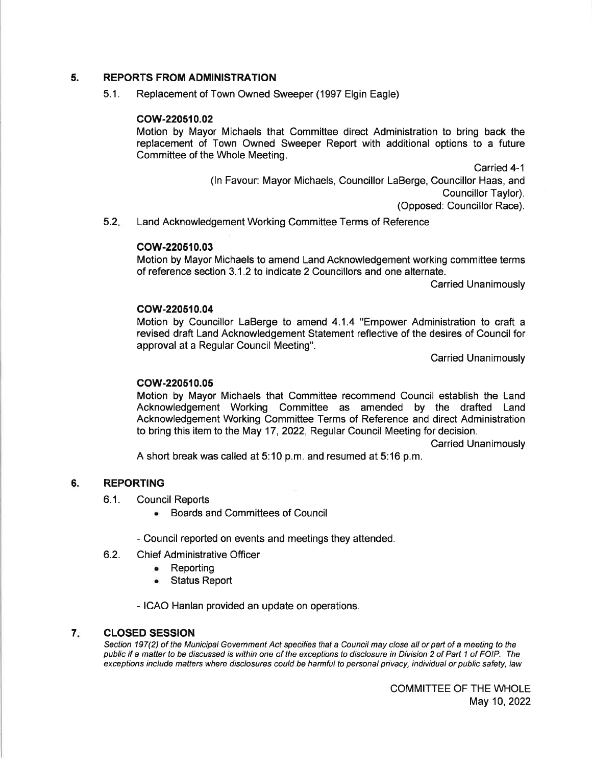## 5. REPORTS FROM ADMINISTRATION

5.1. Replacement of Town Owned Sweeper (1997 Elgin Eagle)

**COW-220510.02**

Motion by Mayor Michaels that Committee direct Administration to bring back the replacement of Town Owned Sweeper Report with additional options to a future Committee of the Whole Meeting.

Carried 4-1

(In Favour: Mayor Michaels, Councillor LaBerge, Councillor Haas, and Councillor Taylor).

(Opposed: Councillor Race).

5.2. Land Acknowledgement Working Committee Terms of Reference

**COW-220510.03**

Motion by Mayor Michaels to amend Land Acknowledgement working committee terms of reference section 3.1.2 to indicate 2 Councillors and one alternate.

Carried Unanimously

**COW-220510.04**

Motion by Councillor LaBerge to amend 4.1.4 "Empower Administration to craft a revised draft Land Acknowledgement Statement reflective of the desires of Council for approval at a Regular Council Meeting".

Carried Unanimously

**COW-220510.05**

Motion by Mayor Michaels that Committee recommend Council establish the Land Acknowledgement Working Committee as amended by the drafted Land Acknowledgement Working Committee Terms of Reference and direct Administration to bring this item to the May 17, 2022, Regular Council Meeting for decision.

Carried Unanimously

A short break was called at 5:10 p.m. and resumed at 5:16 p.m.

## 6. REPORTING

6.1. Council Reports

- Boards and Committees of Council

- Council reported on events and meetings they attended.

6.2. Chief Administrative Officer

- Reporting
- Status Report

- ICAO Hanlan provided an update on operations.

## 7. CLOSED SESSION

*Section 197(2) of the Municipal Government Act specifies that a Council may close all or part of a meeting to the public if a matter to be discussed is within one of the exceptions to disclosure in Division 2 of Part 1 of FOIP. The exceptions include matters where disclosures could be harmful to personal privacy, individual or public safety, law*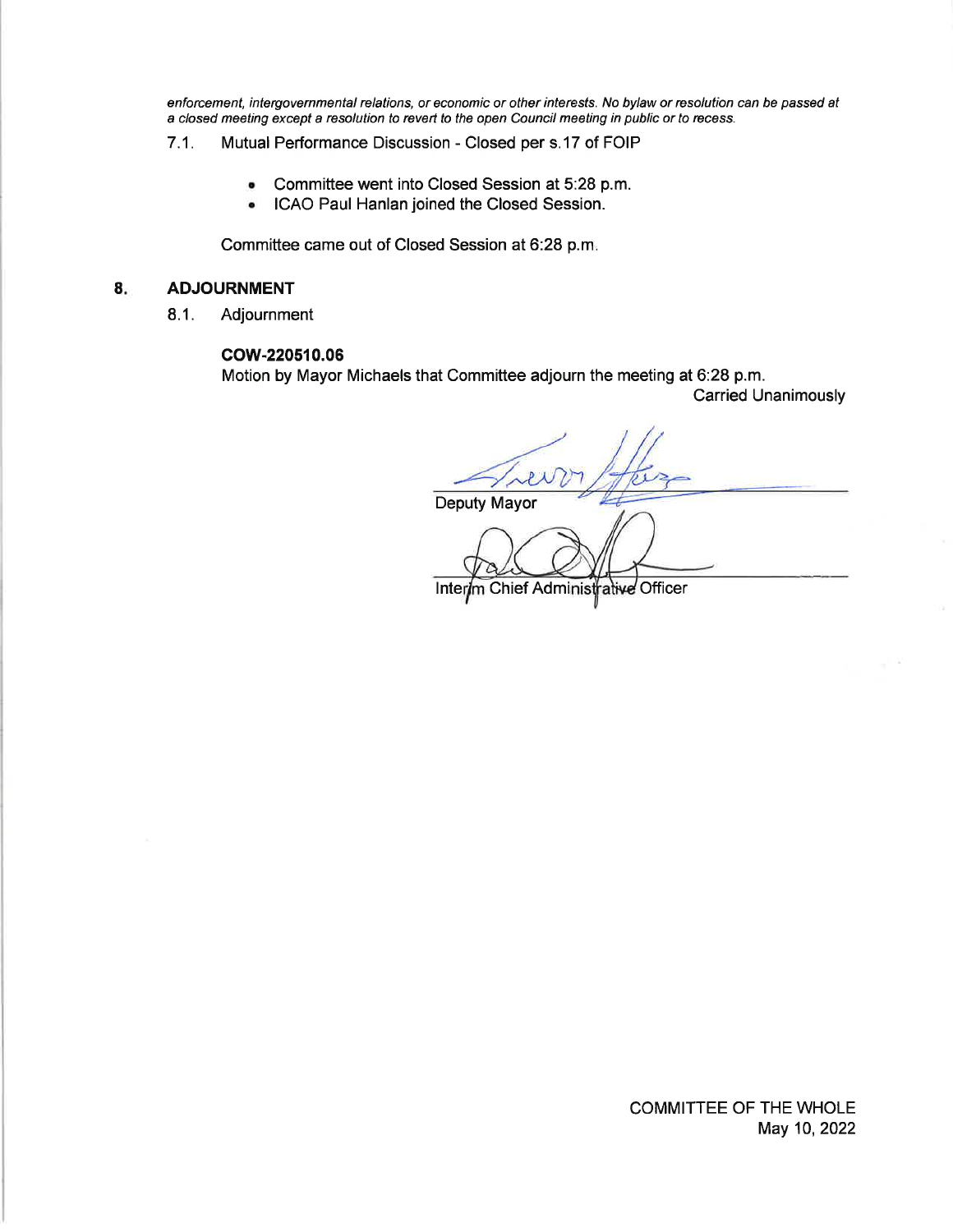*enforcement, intergovernmental relations, or economic or other interests. No bylaw or resolution can be passed at a closed meeting except a resolution to revert to the open Council meeting in public or to recess.*

7.1. Mutual Performance Discussion - Closed per s.17 of FOIP

- Committee went into Closed Session at 5:28 p.m.
- ICAO Paul Hanlan joined the Closed Session.

Committee came out of Closed Session at 6:28 p.m.

## 8. ADJOURNMENT

8.1. Adjournment

**COW-220510.06**

Motion by Mayor Michaels that Committee adjourn the meeting at 6:28 p.m.

Carried Unanimously

Deputy Mayor

Interim Chief Administrative Officer

COMMITTEE OF THE WHOLE
May 10, 2022